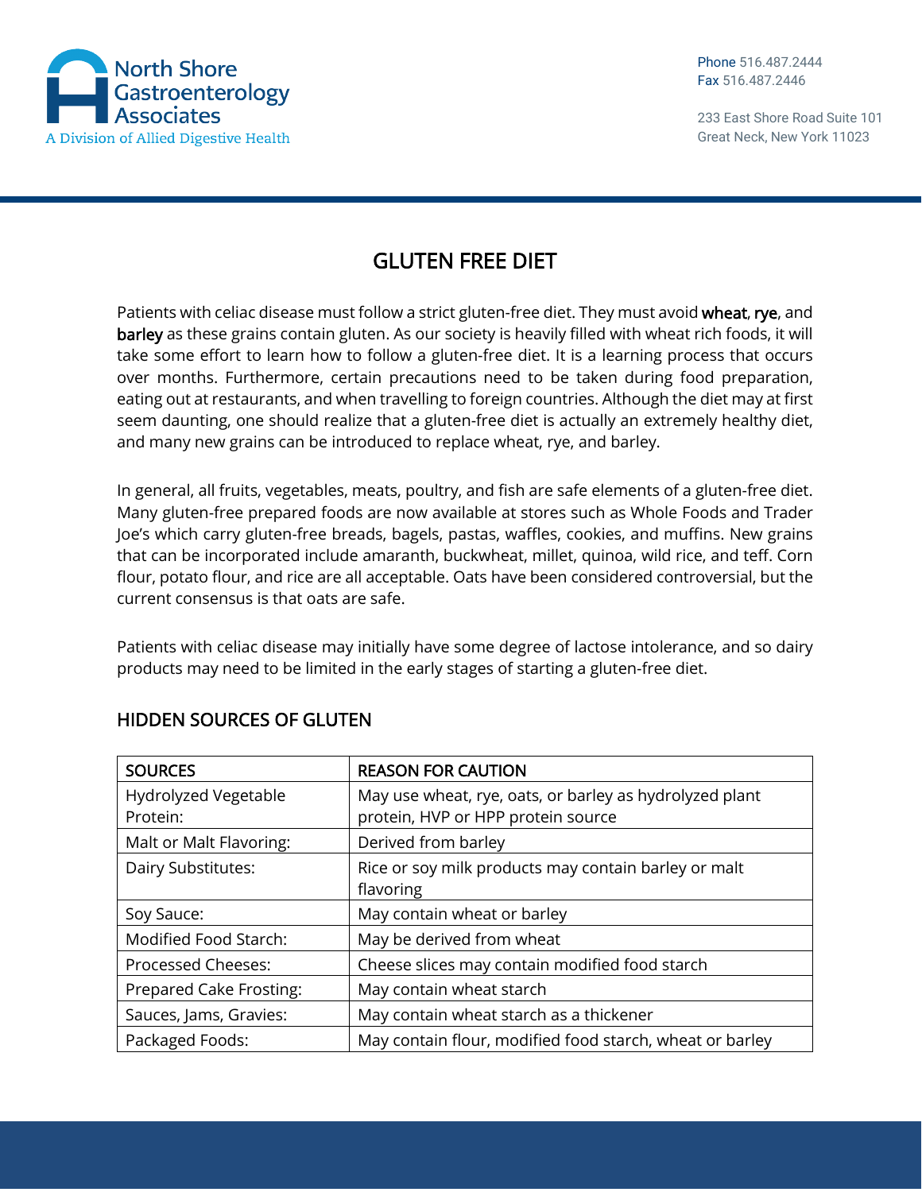North Shore Gastroenterology Associates
A Division of Allied Digestive Health

Phone 516.487.2444
Fax 516.487.2446

233 East Shore Road Suite 101
Great Neck, New York 11023

# GLUTEN FREE DIET

Patients with celiac disease must follow a strict gluten-free diet. They must avoid **wheat**, **rye**, and **barley** as these grains contain gluten. As our society is heavily filled with wheat rich foods, it will take some effort to learn how to follow a gluten-free diet. It is a learning process that occurs over months. Furthermore, certain precautions need to be taken during food preparation, eating out at restaurants, and when travelling to foreign countries. Although the diet may at first seem daunting, one should realize that a gluten-free diet is actually an extremely healthy diet, and many new grains can be introduced to replace wheat, rye, and barley.

In general, all fruits, vegetables, meats, poultry, and fish are safe elements of a gluten-free diet. Many gluten-free prepared foods are now available at stores such as Whole Foods and Trader Joe's which carry gluten-free breads, bagels, pastas, waffles, cookies, and muffins. New grains that can be incorporated include amaranth, buckwheat, millet, quinoa, wild rice, and teff. Corn flour, potato flour, and rice are all acceptable. Oats have been considered controversial, but the current consensus is that oats are safe.

Patients with celiac disease may initially have some degree of lactose intolerance, and so dairy products may need to be limited in the early stages of starting a gluten-free diet.

## HIDDEN SOURCES OF GLUTEN

| SOURCES | REASON FOR CAUTION |
|---|---|
| Hydrolyzed Vegetable Protein: | May use wheat, rye, oats, or barley as hydrolyzed plant protein, HVP or HPP protein source |
| Malt or Malt Flavoring: | Derived from barley |
| Dairy Substitutes: | Rice or soy milk products may contain barley or malt flavoring |
| Soy Sauce: | May contain wheat or barley |
| Modified Food Starch: | May be derived from wheat |
| Processed Cheeses: | Cheese slices may contain modified food starch |
| Prepared Cake Frosting: | May contain wheat starch |
| Sauces, Jams, Gravies: | May contain wheat starch as a thickener |
| Packaged Foods: | May contain flour, modified food starch, wheat or barley |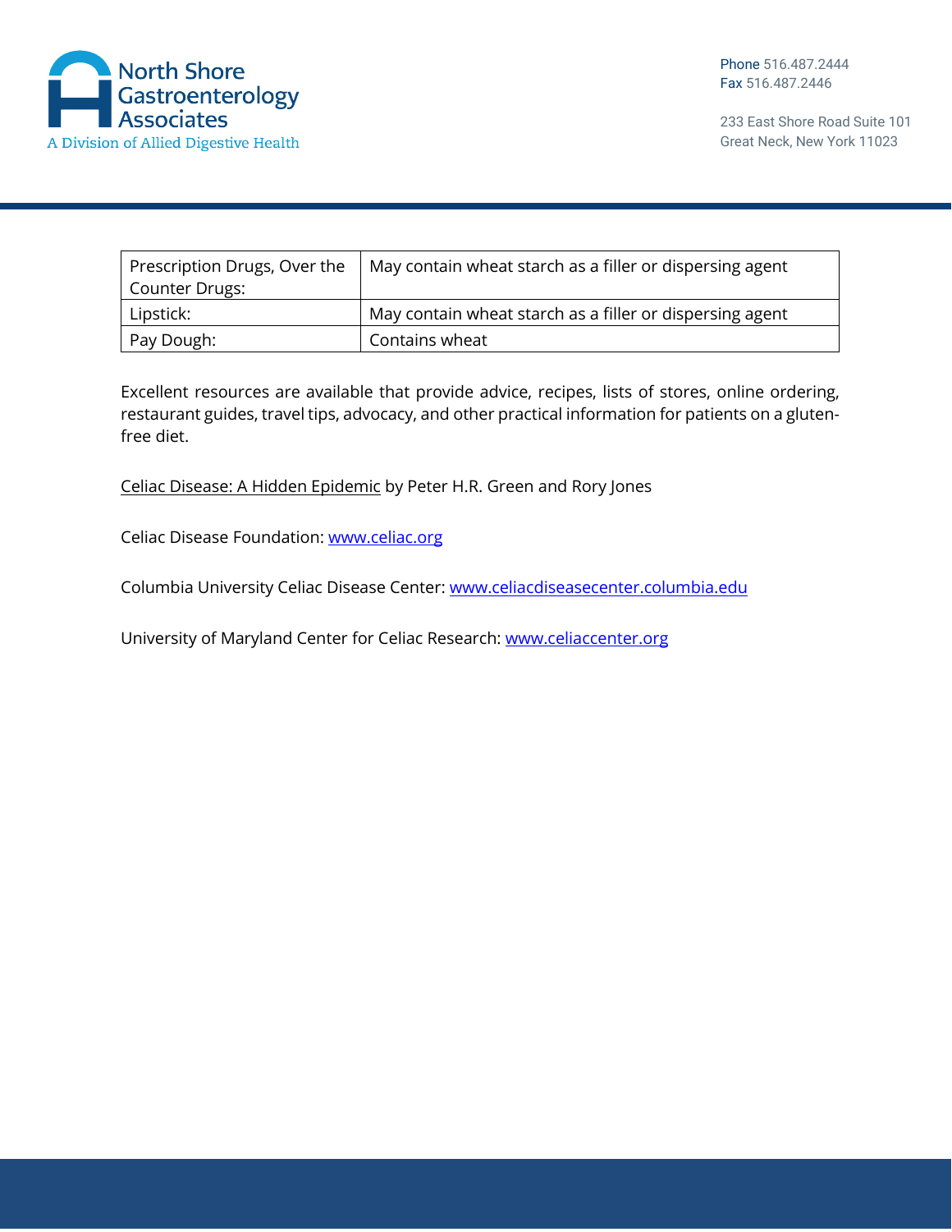| | |
|---|---|
| Prescription Drugs, Over the Counter Drugs: | May contain wheat starch as a filler or dispersing agent |
| Lipstick: | May contain wheat starch as a filler or dispersing agent |
| Pay Dough: | Contains wheat |

Excellent resources are available that provide advice, recipes, lists of stores, online ordering, restaurant guides, travel tips, advocacy, and other practical information for patients on a gluten-free diet.

Celiac Disease: A Hidden Epidemic by Peter H.R. Green and Rory Jones

Celiac Disease Foundation: www.celiac.org

Columbia University Celiac Disease Center: www.celiacdiseasecenter.columbia.edu

University of Maryland Center for Celiac Research: www.celiaccenter.org